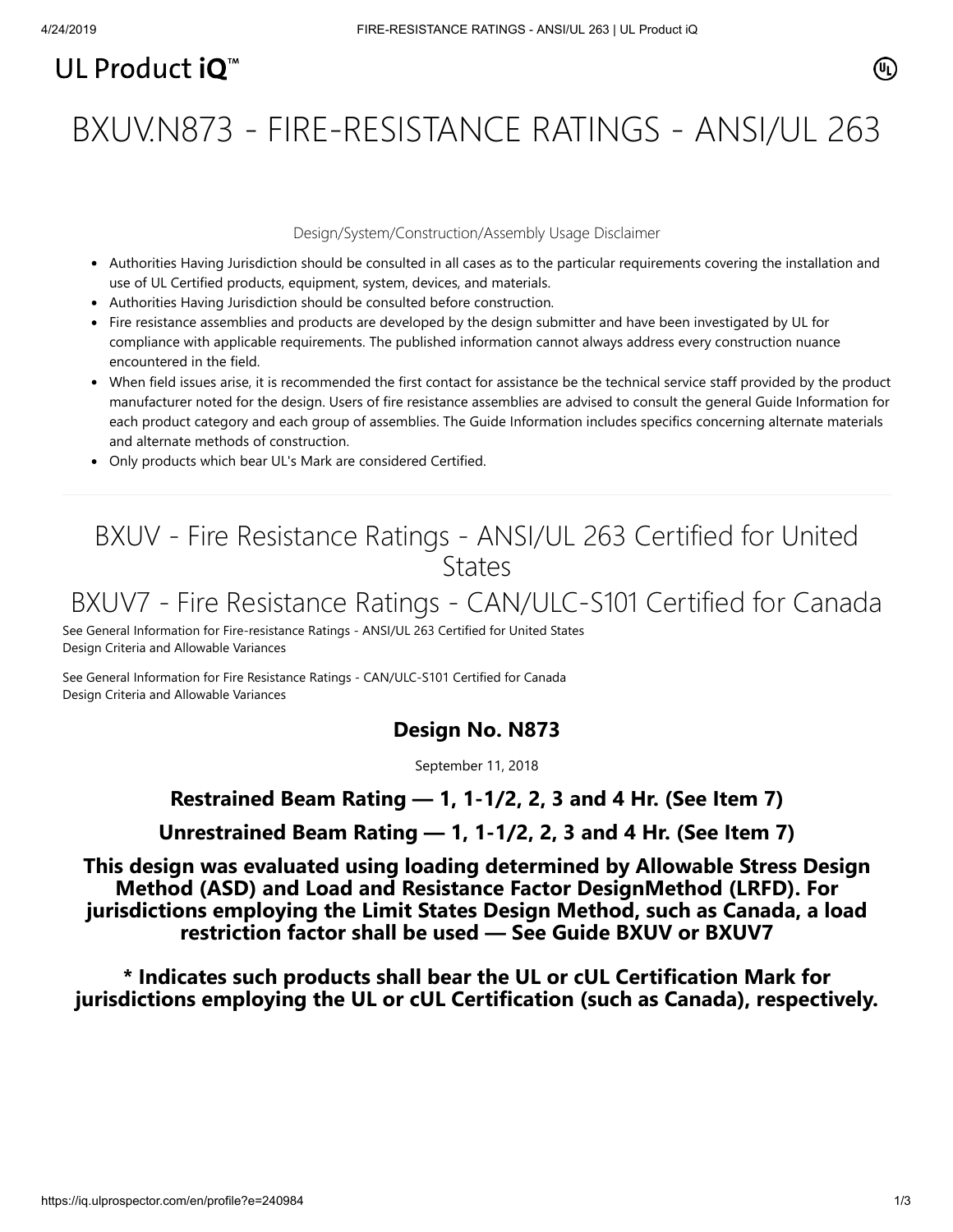UL Product iQ™

# BXUV.N873 - FIRE-RESISTANCE RATINGS - ANSI/UL 263

Design/System/Construction/Assembly Usage Disclaimer

- Authorities Having Jurisdiction should be consulted in all cases as to the particular requirements covering the installation and use of UL Certified products, equipment, system, devices, and materials.
- Authorities Having Jurisdiction should be consulted before construction.
- Fire resistance assemblies and products are developed by the design submitter and have been investigated by UL for compliance with applicable requirements. The published information cannot always address every construction nuance encountered in the field.
- When field issues arise, it is recommended the first contact for assistance be the technical service staff provided by the product manufacturer noted for the design. Users of fire resistance assemblies are advised to consult the general Guide Information for each product category and each group of assemblies. The Guide Information includes specifics concerning alternate materials and alternate methods of construction.
- Only products which bear UL's Mark are considered Certified.

## BXUV - Fire Resistance Ratings - ANSI/UL 263 Certified for United States

## BXUV7 - Fire Resistance Ratings - CAN/ULC-S101 Certified for Canada

See General Information for Fire-resistance Ratings - ANSI/UL 263 Certified for United States
Design Criteria and Allowable Variances

See General Information for Fire Resistance Ratings - CAN/ULC-S101 Certified for Canada
Design Criteria and Allowable Variances

### Design No. N873

September 11, 2018

### Restrained Beam Rating — 1, 1-1/2, 2, 3 and 4 Hr. (See Item 7)

### Unrestrained Beam Rating — 1, 1-1/2, 2, 3 and 4 Hr. (See Item 7)

### This design was evaluated using loading determined by Allowable Stress Design Method (ASD) and Load and Resistance Factor DesignMethod (LRFD). For jurisdictions employing the Limit States Design Method, such as Canada, a load restriction factor shall be used — See Guide BXUV or BXUV7

### * Indicates such products shall bear the UL or cUL Certification Mark for jurisdictions employing the UL or cUL Certification (such as Canada), respectively.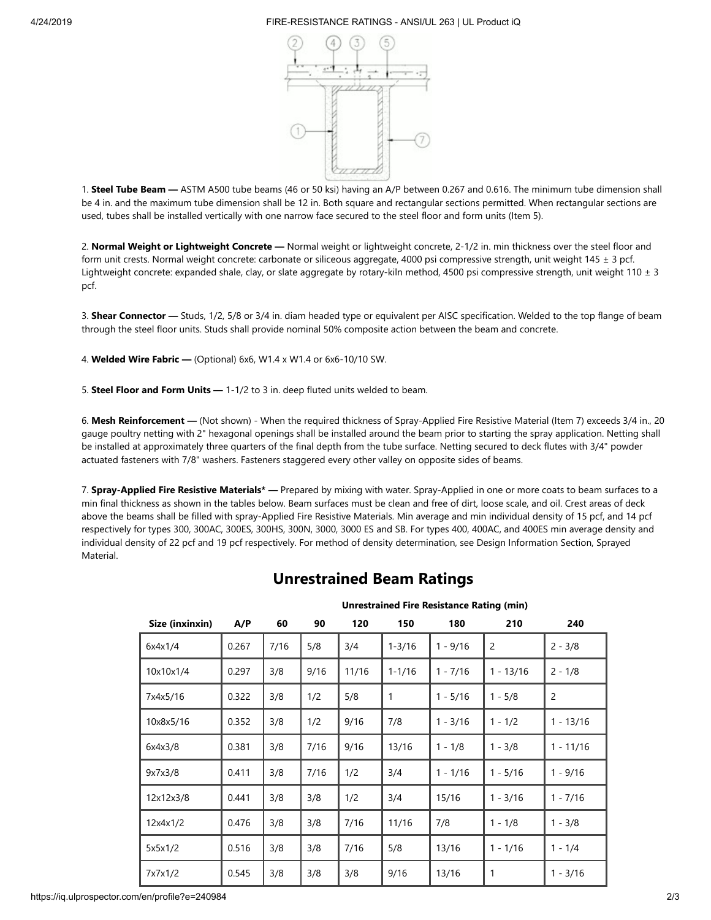1. **Steel Tube Beam —** ASTM A500 tube beams (46 or 50 ksi) having an A/P between 0.267 and 0.616. The minimum tube dimension shall be 4 in. and the maximum tube dimension shall be 12 in. Both square and rectangular sections permitted. When rectangular sections are used, tubes shall be installed vertically with one narrow face secured to the steel floor and form units (Item 5).

2. **Normal Weight or Lightweight Concrete —** Normal weight or lightweight concrete, 2-1/2 in. min thickness over the steel floor and form unit crests. Normal weight concrete: carbonate or siliceous aggregate, 4000 psi compressive strength, unit weight 145 ± 3 pcf. Lightweight concrete: expanded shale, clay, or slate aggregate by rotary-kiln method, 4500 psi compressive strength, unit weight 110 ± 3 pcf.

3. **Shear Connector —** Studs, 1/2, 5/8 or 3/4 in. diam headed type or equivalent per AISC specification. Welded to the top flange of beam through the steel floor units. Studs shall provide nominal 50% composite action between the beam and concrete.

4. **Welded Wire Fabric —** (Optional) 6x6, W1.4 x W1.4 or 6x6-10/10 SW.

5. **Steel Floor and Form Units —** 1-1/2 to 3 in. deep fluted units welded to beam.

6. **Mesh Reinforcement —** (Not shown) - When the required thickness of Spray-Applied Fire Resistive Material (Item 7) exceeds 3/4 in., 20 gauge poultry netting with 2" hexagonal openings shall be installed around the beam prior to starting the spray application. Netting shall be installed at approximately three quarters of the final depth from the tube surface. Netting secured to deck flutes with 3/4" powder actuated fasteners with 7/8" washers. Fasteners staggered every other valley on opposite sides of beams.

7. **Spray-Applied Fire Resistive Materials* —** Prepared by mixing with water. Spray-Applied in one or more coats to beam surfaces to a min final thickness as shown in the tables below. Beam surfaces must be clean and free of dirt, loose scale, and oil. Crest areas of deck above the beams shall be filled with spray-Applied Fire Resistive Materials. Min average and min individual density of 15 pcf, and 14 pcf respectively for types 300, 300AC, 300ES, 300HS, 300N, 3000, 3000 ES and SB. For types 400, 400AC, and 400ES min average density and individual density of 22 pcf and 19 pcf respectively. For method of density determination, see Design Information Section, Sprayed Material.

## Unrestrained Beam Ratings

| | | Unrestrained Fire Resistance Rating (min) | | | | | | |
|---|---|---|---|---|---|---|---|---|
| **Size (inxinxin)** | **A/P** | **60** | **90** | **120** | **150** | **180** | **210** | **240** |
| 6x4x1/4 | 0.267 | 7/16 | 5/8 | 3/4 | 1-3/16 | 1 - 9/16 | 2 | 2 - 3/8 |
| 10x10x1/4 | 0.297 | 3/8 | 9/16 | 11/16 | 1-1/16 | 1 - 7/16 | 1 - 13/16 | 2 - 1/8 |
| 7x4x5/16 | 0.322 | 3/8 | 1/2 | 5/8 | 1 | 1 - 5/16 | 1 - 5/8 | 2 |
| 10x8x5/16 | 0.352 | 3/8 | 1/2 | 9/16 | 7/8 | 1 - 3/16 | 1 - 1/2 | 1 - 13/16 |
| 6x4x3/8 | 0.381 | 3/8 | 7/16 | 9/16 | 13/16 | 1 - 1/8 | 1 - 3/8 | 1 - 11/16 |
| 9x7x3/8 | 0.411 | 3/8 | 7/16 | 1/2 | 3/4 | 1 - 1/16 | 1 - 5/16 | 1 - 9/16 |
| 12x12x3/8 | 0.441 | 3/8 | 3/8 | 1/2 | 3/4 | 15/16 | 1 - 3/16 | 1 - 7/16 |
| 12x4x1/2 | 0.476 | 3/8 | 3/8 | 7/16 | 11/16 | 7/8 | 1 - 1/8 | 1 - 3/8 |
| 5x5x1/2 | 0.516 | 3/8 | 3/8 | 7/16 | 5/8 | 13/16 | 1 - 1/16 | 1 - 1/4 |
| 7x7x1/2 | 0.545 | 3/8 | 3/8 | 3/8 | 9/16 | 13/16 | 1 | 1 - 3/16 |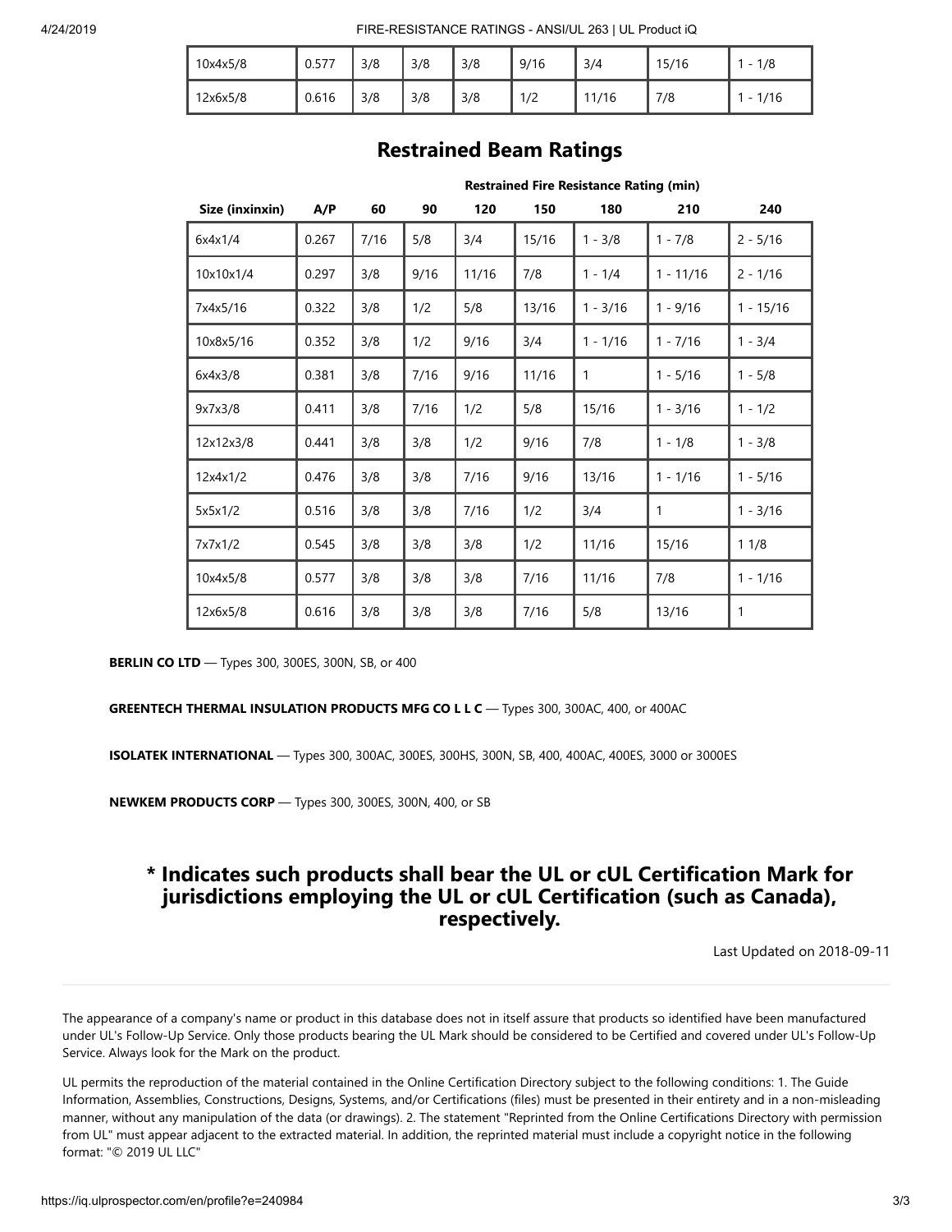| | | | | | | | | |
|---|---|---|---|---|---|---|---|---|
| 10x4x5/8 | 0.577 | 3/8 | 3/8 | 3/8 | 9/16 | 3/4 | 15/16 | 1 - 1/8 |
| 12x6x5/8 | 0.616 | 3/8 | 3/8 | 3/8 | 1/2 | 11/16 | 7/8 | 1 - 1/16 |

## Restrained Beam Ratings

| | | Restrained Fire Resistance Rating (min) | | | | | | |
|---|---|---|---|---|---|---|---|---|
| Size (inxinxin) | A/P | 60 | 90 | 120 | 150 | 180 | 210 | 240 |
| 6x4x1/4 | 0.267 | 7/16 | 5/8 | 3/4 | 15/16 | 1 - 3/8 | 1 - 7/8 | 2 - 5/16 |
| 10x10x1/4 | 0.297 | 3/8 | 9/16 | 11/16 | 7/8 | 1 - 1/4 | 1 - 11/16 | 2 - 1/16 |
| 7x4x5/16 | 0.322 | 3/8 | 1/2 | 5/8 | 13/16 | 1 - 3/16 | 1 - 9/16 | 1 - 15/16 |
| 10x8x5/16 | 0.352 | 3/8 | 1/2 | 9/16 | 3/4 | 1 - 1/16 | 1 - 7/16 | 1 - 3/4 |
| 6x4x3/8 | 0.381 | 3/8 | 7/16 | 9/16 | 11/16 | 1 | 1 - 5/16 | 1 - 5/8 |
| 9x7x3/8 | 0.411 | 3/8 | 7/16 | 1/2 | 5/8 | 15/16 | 1 - 3/16 | 1 - 1/2 |
| 12x12x3/8 | 0.441 | 3/8 | 3/8 | 1/2 | 9/16 | 7/8 | 1 - 1/8 | 1 - 3/8 |
| 12x4x1/2 | 0.476 | 3/8 | 3/8 | 7/16 | 9/16 | 13/16 | 1 - 1/16 | 1 - 5/16 |
| 5x5x1/2 | 0.516 | 3/8 | 3/8 | 7/16 | 1/2 | 3/4 | 1 | 1 - 3/16 |
| 7x7x1/2 | 0.545 | 3/8 | 3/8 | 3/8 | 1/2 | 11/16 | 15/16 | 1 1/8 |
| 10x4x5/8 | 0.577 | 3/8 | 3/8 | 3/8 | 7/16 | 11/16 | 7/8 | 1 - 1/16 |
| 12x6x5/8 | 0.616 | 3/8 | 3/8 | 3/8 | 7/16 | 5/8 | 13/16 | 1 |

**BERLIN CO LTD** — Types 300, 300ES, 300N, SB, or 400

**GREENTECH THERMAL INSULATION PRODUCTS MFG CO L L C** — Types 300, 300AC, 400, or 400AC

**ISOLATEK INTERNATIONAL** — Types 300, 300AC, 300ES, 300HS, 300N, SB, 400, 400AC, 400ES, 3000 or 3000ES

**NEWKEM PRODUCTS CORP** — Types 300, 300ES, 300N, 400, or SB

## * Indicates such products shall bear the UL or cUL Certification Mark for jurisdictions employing the UL or cUL Certification (such as Canada), respectively.

Last Updated on 2018-09-11

The appearance of a company's name or product in this database does not in itself assure that products so identified have been manufactured under UL's Follow-Up Service. Only those products bearing the UL Mark should be considered to be Certified and covered under UL's Follow-Up Service. Always look for the Mark on the product.

UL permits the reproduction of the material contained in the Online Certification Directory subject to the following conditions: 1. The Guide Information, Assemblies, Constructions, Designs, Systems, and/or Certifications (files) must be presented in their entirety and in a non-misleading manner, without any manipulation of the data (or drawings). 2. The statement "Reprinted from the Online Certifications Directory with permission from UL" must appear adjacent to the extracted material. In addition, the reprinted material must include a copyright notice in the following format: "© 2019 UL LLC"